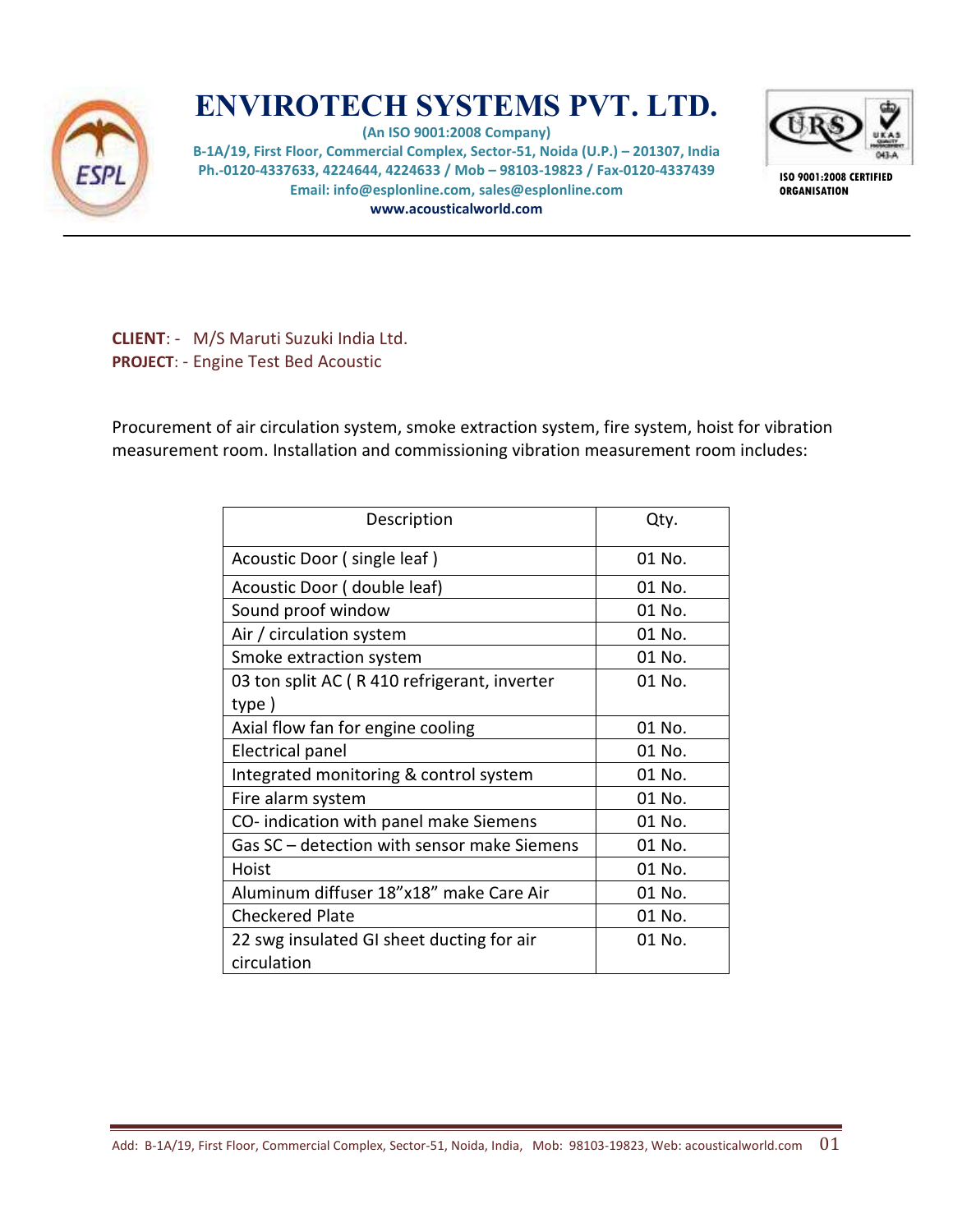# ENVIROTECH SYSTEMS PVT. LTD.

**(An ISO 9001:2008 Company)**
**B-1A/19, First Floor, Commercial Complex, Sector-51, Noida (U.P.) – 201307, India**
**Ph.-0120-4337633, 4224644, 4224633 / Mob – 98103-19823 / Fax-0120-4337439**
**Email: info@esplonline.com, sales@esplonline.com**
**www.acousticalworld.com**

**ISO 9001:2008 CERTIFIED ORGANISATION**

---

**CLIENT**: - M/S Maruti Suzuki India Ltd.
**PROJECT**: - Engine Test Bed Acoustic

Procurement of air circulation system, smoke extraction system, fire system, hoist for vibration measurement room. Installation and commissioning vibration measurement room includes:

| Description | Qty. |
|---|---|
| Acoustic Door ( single leaf ) | 01 No. |
| Acoustic Door ( double leaf) | 01 No. |
| Sound proof window | 01 No. |
| Air / circulation system | 01 No. |
| Smoke extraction system | 01 No. |
| 03 ton split AC ( R 410 refrigerant, inverter type ) | 01 No. |
| Axial flow fan for engine cooling | 01 No. |
| Electrical panel | 01 No. |
| Integrated monitoring & control system | 01 No. |
| Fire alarm system | 01 No. |
| CO- indication with panel make Siemens | 01 No. |
| Gas SC – detection with sensor make Siemens | 01 No. |
| Hoist | 01 No. |
| Aluminum diffuser 18”x18” make Care Air | 01 No. |
| Checkered Plate | 01 No. |
| 22 swg insulated GI sheet ducting for air circulation | 01 No. |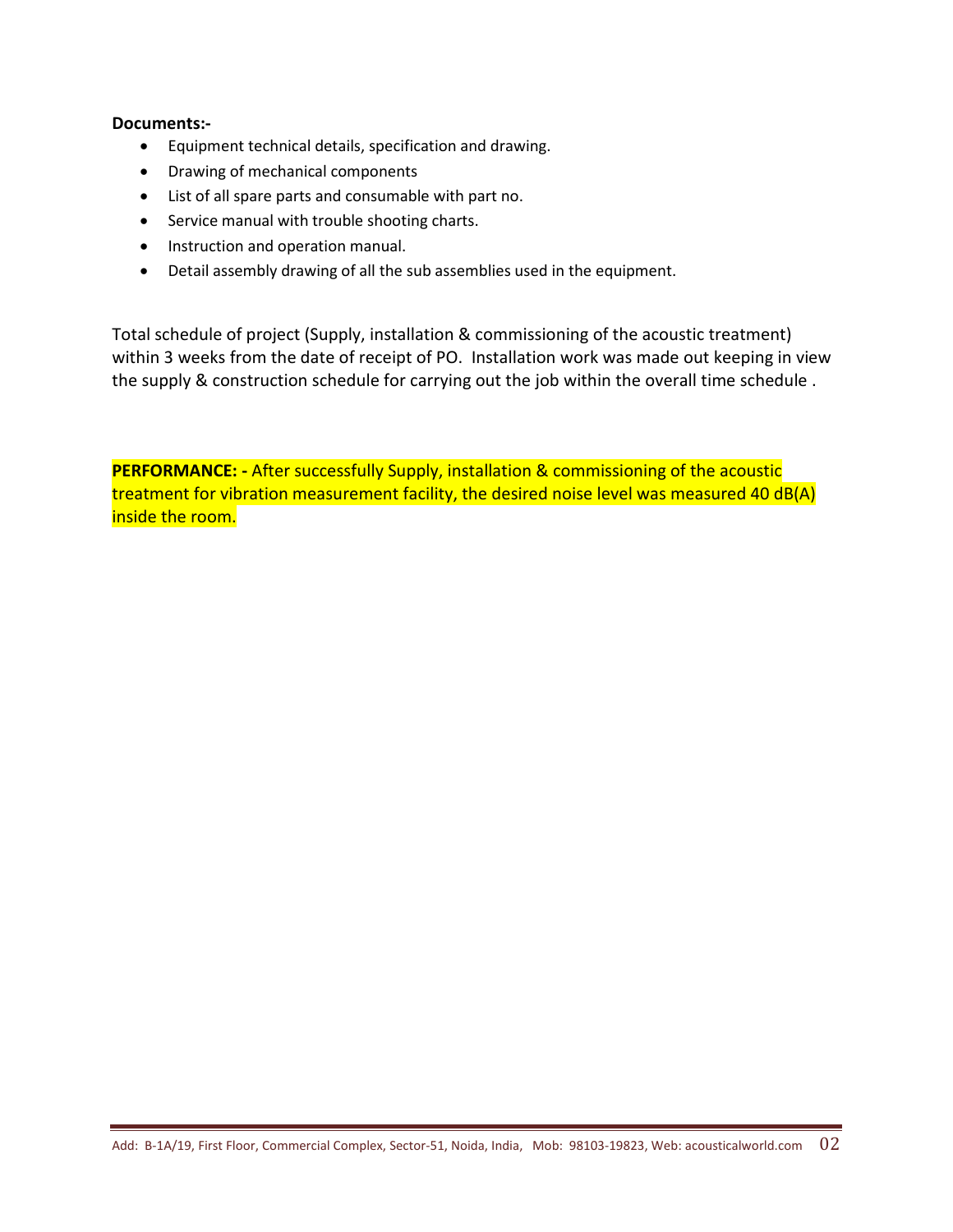**Documents:-**

- Equipment technical details, specification and drawing.
- Drawing of mechanical components
- List of all spare parts and consumable with part no.
- Service manual with trouble shooting charts.
- Instruction and operation manual.
- Detail assembly drawing of all the sub assemblies used in the equipment.

Total schedule of project (Supply, installation & commissioning of the acoustic treatment) within 3 weeks from the date of receipt of PO. Installation work was made out keeping in view the supply & construction schedule for carrying out the job within the overall time schedule .

**PERFORMANCE: -** After successfully Supply, installation & commissioning of the acoustic treatment for vibration measurement facility, the desired noise level was measured 40 dB(A) inside the room.